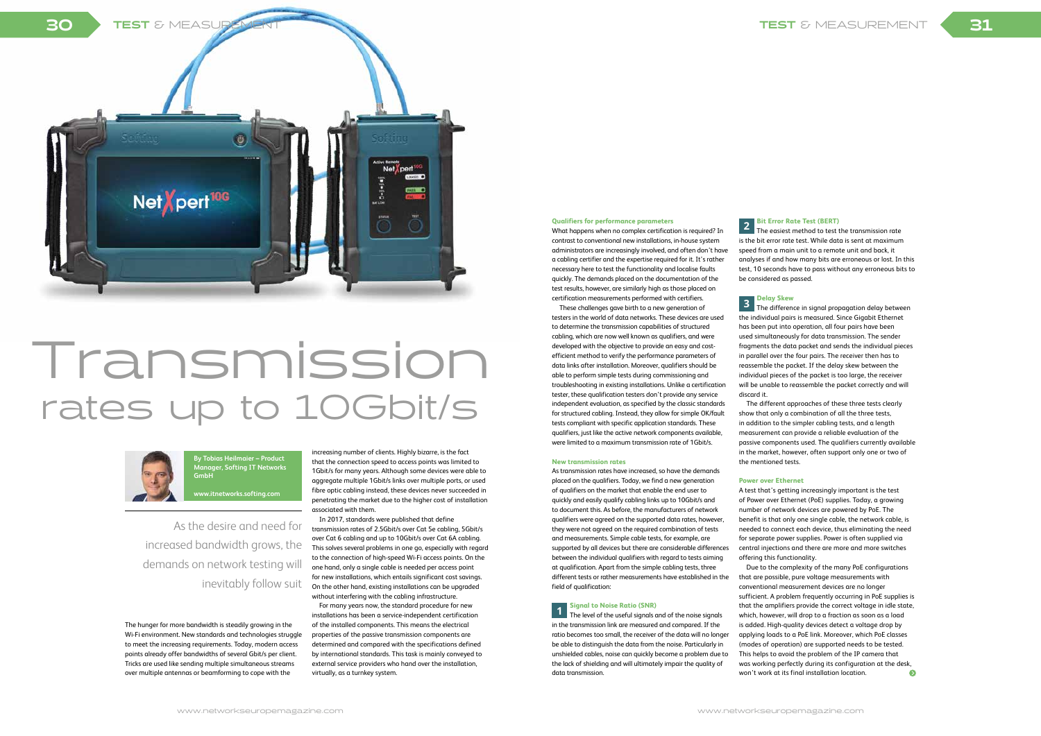# Transmission rates up to 10Gbit/s

**By Tobias Heilmaier – Product Manager, Softing IT Networks GmbH**

**www.itnetworks.softing.com**

As the desire and need for increased bandwidth grows, the demands on network testing will inevitably follow suit

The hunger for more bandwidth is steadily growing in the Wi-Fi environment. New standards and technologies struggle to meet the increasing requirements. Today, modern access points already offer bandwidths of several Gbit/s per client. Tricks are used like sending multiple simultaneous streams over multiple antennas or beamforming to cope with the increasing number of clients. Highly bizarre, is the fact that the connection speed to access points was limited to 1Gbit/s for many years. Although some devices were able to aggregate multiple 1Gbit/s links over multiple ports, or used fibre optic cabling instead, these devices never succeeded in penetrating the market due to the higher cost of installation associated with them.

In 2017, standards were published that define transmission rates of 2.5Gbit/s over Cat 5e cabling, 5Gbit/s over Cat 6 cabling and up to 10Gbit/s over Cat 6A cabling. This solves several problems in one go, especially with regard to the connection of high-speed Wi-Fi access points. On the one hand, only a single cable is needed per access point for new installations, which entails significant cost savings. On the other hand, existing installations can be upgraded without interfering with the cabling infrastructure.

For many years now, the standard procedure for new installations has been a service-independent certification of the installed components. This means the electrical properties of the passive transmission components are determined and compared with the specifications defined by international standards. This task is mainly conveyed to external service providers who hand over the installation, virtually, as a turnkey system.

## Qualifiers for performance parameters

What happens when no complex certification is required? In contrast to conventional new installations, in-house system administrators are increasingly involved, and often don't have a cabling certifier and the expertise required for it. It's rather necessary here to test the functionality and localise faults quickly. The demands placed on the documentation of the test results, however, are similarly high as those placed on certification measurements performed with certifiers.

These challenges gave birth to a new generation of testers in the world of data networks. These devices are used to determine the transmission capabilities of structured cabling, which are now well known as qualifiers, and were developed with the objective to provide an easy and cost-efficient method to verify the performance parameters of data links after installation. Moreover, qualifiers should be able to perform simple tests during commissioning and troubleshooting in existing installations. Unlike a certification tester, these qualification testers don't provide any service independent evaluation, as specified by the classic standards for structured cabling. Instead, they allow for simple OK/fault tests compliant with specific application standards. These qualifiers, just like the active network components available, were limited to a maximum transmission rate of 1Gbit/s.

## New transmission rates

As transmission rates have increased, so have the demands placed on the qualifiers. Today, we find a new generation of qualifiers on the market that enable the end user to quickly and easily qualify cabling links up to 10Gbit/s and to document this. As before, the manufacturers of network qualifiers were agreed on the supported data rates, however, they were not agreed on the required combination of tests and measurements. Simple cable tests, for example, are supported by all devices but there are considerable differences between the individual qualifiers with regard to tests aiming at qualification. Apart from the simple cabling tests, three different tests or rather measurements have established in the field of qualification:

### 1 Signal to Noise Ratio (SNR)

The level of the useful signals and of the noise signals in the transmission link are measured and compared. If the ratio becomes too small, the receiver of the data will no longer be able to distinguish the data from the noise. Particularly in unshielded cables, noise can quickly become a problem due to the lack of shielding and will ultimately impair the quality of data transmission.

### 2 Bit Error Rate Test (BERT)

The easiest method to test the transmission rate is the bit error rate test. While data is sent at maximum speed from a main unit to a remote unit and back, it analyses if and how many bits are erroneous or lost. In this test, 10 seconds have to pass without any erroneous bits to be considered as passed.

### 3 Delay Skew

The difference in signal propagation delay between the individual pairs is measured. Since Gigabit Ethernet has been put into operation, all four pairs have been used simultaneously for data transmission. The sender fragments the data packet and sends the individual pieces in parallel over the four pairs. The receiver then has to reassemble the packet. If the delay skew between the individual pieces of the packet is too large, the receiver will be unable to reassemble the packet correctly and will discard it.

The different approaches of these three tests clearly show that only a combination of all the three tests, in addition to the simpler cabling tests, and a length measurement can provide a reliable evaluation of the passive components used. The qualifiers currently available in the market, however, often support only one or two of the mentioned tests.

## Power over Ethernet

A test that's getting increasingly important is the test of Power over Ethernet (PoE) supplies. Today, a growing number of network devices are powered by PoE. The benefit is that only one single cable, the network cable, is needed to connect each device, thus eliminating the need for separate power supplies. Power is often supplied via central injections and there are more and more switches offering this functionality.

Due to the complexity of the many PoE configurations that are possible, pure voltage measurements with conventional measurement devices are no longer sufficient. A problem frequently occurring in PoE supplies is that the amplifiers provide the correct voltage in idle state, which, however, will drop to a fraction as soon as a load is added. High-quality devices detect a voltage drop by applying loads to a PoE link. Moreover, which PoE classes (modes of operation) are supported needs to be tested. This helps to avoid the problem of the IP camera that was working perfectly during its configuration at the desk, won't work at its final installation location.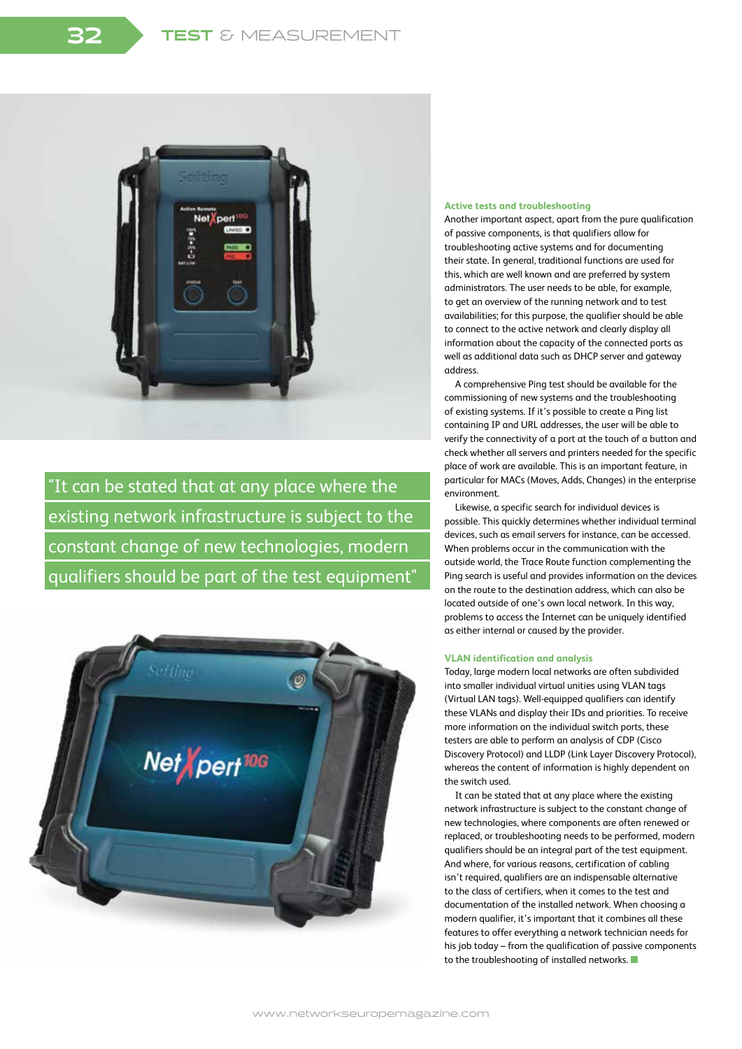> "It can be stated that at any place where the existing network infrastructure is subject to the constant change of new technologies, modern qualifiers should be part of the test equipment"

### Active tests and troubleshooting

Another important aspect, apart from the pure qualification of passive components, is that qualifiers allow for troubleshooting active systems and for documenting their state. In general, traditional functions are used for this, which are well known and are preferred by system administrators. The user needs to be able, for example, to get an overview of the running network and to test availabilities; for this purpose, the qualifier should be able to connect to the active network and clearly display all information about the capacity of the connected ports as well as additional data such as DHCP server and gateway address.

A comprehensive Ping test should be available for the commissioning of new systems and the troubleshooting of existing systems. If it's possible to create a Ping list containing IP and URL addresses, the user will be able to verify the connectivity of a port at the touch of a button and check whether all servers and printers needed for the specific place of work are available. This is an important feature, in particular for MACs (Moves, Adds, Changes) in the enterprise environment.

Likewise, a specific search for individual devices is possible. This quickly determines whether individual terminal devices, such as email servers for instance, can be accessed. When problems occur in the communication with the outside world, the Trace Route function complementing the Ping search is useful and provides information on the devices on the route to the destination address, which can also be located outside of one's own local network. In this way, problems to access the Internet can be uniquely identified as either internal or caused by the provider.

### VLAN identification and analysis

Today, large modern local networks are often subdivided into smaller individual virtual unities using VLAN tags (Virtual LAN tags). Well-equipped qualifiers can identify these VLANs and display their IDs and priorities. To receive more information on the individual switch ports, these testers are able to perform an analysis of CDP (Cisco Discovery Protocol) and LLDP (Link Layer Discovery Protocol), whereas the content of information is highly dependent on the switch used.

It can be stated that at any place where the existing network infrastructure is subject to the constant change of new technologies, where components are often renewed or replaced, or troubleshooting needs to be performed, modern qualifiers should be an integral part of the test equipment. And where, for various reasons, certification of cabling isn't required, qualifiers are an indispensable alternative to the class of certifiers, when it comes to the test and documentation of the installed network. When choosing a modern qualifier, it's important that it combines all these features to offer everything a network technician needs for his job today – from the qualification of passive components to the troubleshooting of installed networks. ■